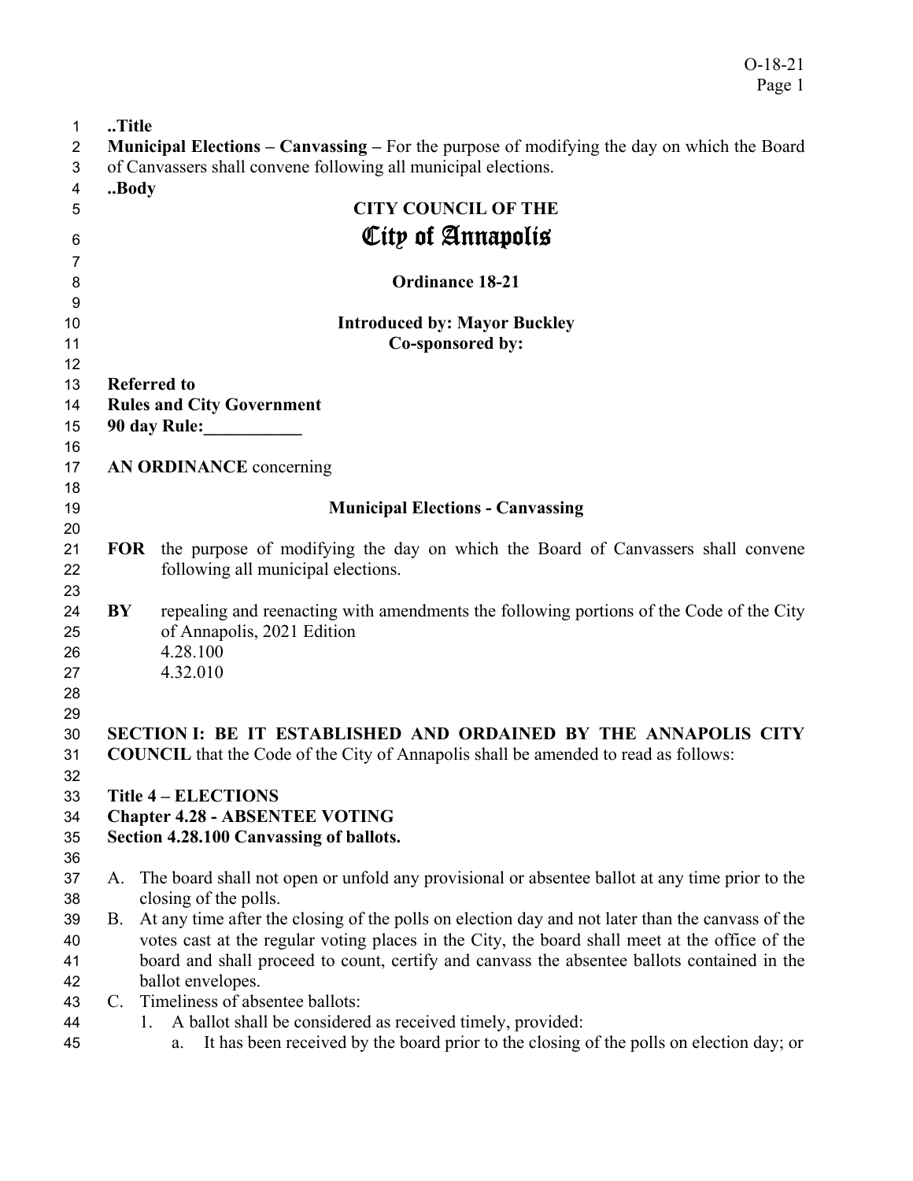..Title

**Municipal Elections – Canvassing –** For the purpose of modifying the day on which the Board of Canvassers shall convene following all municipal elections.

..Body

**CITY COUNCIL OF THE**

# City of Annapolis

**Ordinance 18-21**

**Introduced by: Mayor Buckley**

**Co-sponsored by:**

**Referred to**

**Rules and City Government**

**90 day Rule:___________**

**AN ORDINANCE** concerning

**Municipal Elections - Canvassing**

**FOR** the purpose of modifying the day on which the Board of Canvassers shall convene following all municipal elections.

**BY** repealing and reenacting with amendments the following portions of the Code of the City of Annapolis, 2021 Edition
4.28.100
4.32.010

**SECTION I: BE IT ESTABLISHED AND ORDAINED BY THE ANNAPOLIS CITY COUNCIL** that the Code of the City of Annapolis shall be amended to read as follows:

**Title 4 – ELECTIONS**
**Chapter 4.28 - ABSENTEE VOTING**
**Section 4.28.100 Canvassing of ballots.**

A. The board shall not open or unfold any provisional or absentee ballot at any time prior to the closing of the polls.

B. At any time after the closing of the polls on election day and not later than the canvass of the votes cast at the regular voting places in the City, the board shall meet at the office of the board and shall proceed to count, certify and canvass the absentee ballots contained in the ballot envelopes.

C. Timeliness of absentee ballots:

   1. A ballot shall be considered as received timely, provided:

      a. It has been received by the board prior to the closing of the polls on election day; or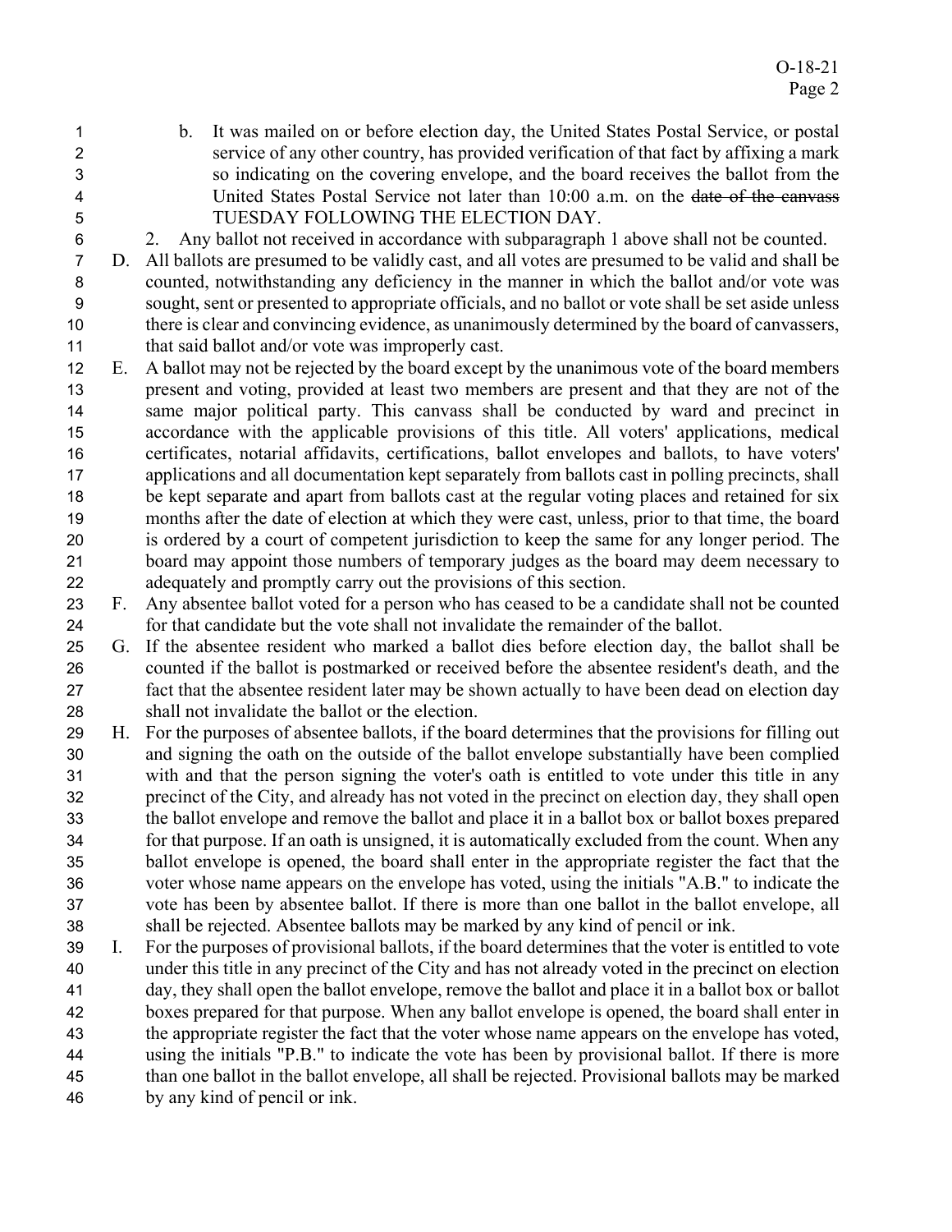b. It was mailed on or before election day, the United States Postal Service, or postal service of any other country, has provided verification of that fact by affixing a mark so indicating on the covering envelope, and the board receives the ballot from the United States Postal Service not later than 10:00 a.m. on the ~~date of the canvass~~ TUESDAY FOLLOWING THE ELECTION DAY.

2. Any ballot not received in accordance with subparagraph 1 above shall not be counted.

D. All ballots are presumed to be validly cast, and all votes are presumed to be valid and shall be counted, notwithstanding any deficiency in the manner in which the ballot and/or vote was sought, sent or presented to appropriate officials, and no ballot or vote shall be set aside unless there is clear and convincing evidence, as unanimously determined by the board of canvassers, that said ballot and/or vote was improperly cast.

E. A ballot may not be rejected by the board except by the unanimous vote of the board members present and voting, provided at least two members are present and that they are not of the same major political party. This canvass shall be conducted by ward and precinct in accordance with the applicable provisions of this title. All voters' applications, medical certificates, notarial affidavits, certifications, ballot envelopes and ballots, to have voters' applications and all documentation kept separately from ballots cast in polling precincts, shall be kept separate and apart from ballots cast at the regular voting places and retained for six months after the date of election at which they were cast, unless, prior to that time, the board is ordered by a court of competent jurisdiction to keep the same for any longer period. The board may appoint those numbers of temporary judges as the board may deem necessary to adequately and promptly carry out the provisions of this section.

F. Any absentee ballot voted for a person who has ceased to be a candidate shall not be counted for that candidate but the vote shall not invalidate the remainder of the ballot.

G. If the absentee resident who marked a ballot dies before election day, the ballot shall be counted if the ballot is postmarked or received before the absentee resident's death, and the fact that the absentee resident later may be shown actually to have been dead on election day shall not invalidate the ballot or the election.

H. For the purposes of absentee ballots, if the board determines that the provisions for filling out and signing the oath on the outside of the ballot envelope substantially have been complied with and that the person signing the voter's oath is entitled to vote under this title in any precinct of the City, and already has not voted in the precinct on election day, they shall open the ballot envelope and remove the ballot and place it in a ballot box or ballot boxes prepared for that purpose. If an oath is unsigned, it is automatically excluded from the count. When any ballot envelope is opened, the board shall enter in the appropriate register the fact that the voter whose name appears on the envelope has voted, using the initials "A.B." to indicate the vote has been by absentee ballot. If there is more than one ballot in the ballot envelope, all shall be rejected. Absentee ballots may be marked by any kind of pencil or ink.

I. For the purposes of provisional ballots, if the board determines that the voter is entitled to vote under this title in any precinct of the City and has not already voted in the precinct on election day, they shall open the ballot envelope, remove the ballot and place it in a ballot box or ballot boxes prepared for that purpose. When any ballot envelope is opened, the board shall enter in the appropriate register the fact that the voter whose name appears on the envelope has voted, using the initials "P.B." to indicate the vote has been by provisional ballot. If there is more than one ballot in the ballot envelope, all shall be rejected. Provisional ballots may be marked by any kind of pencil or ink.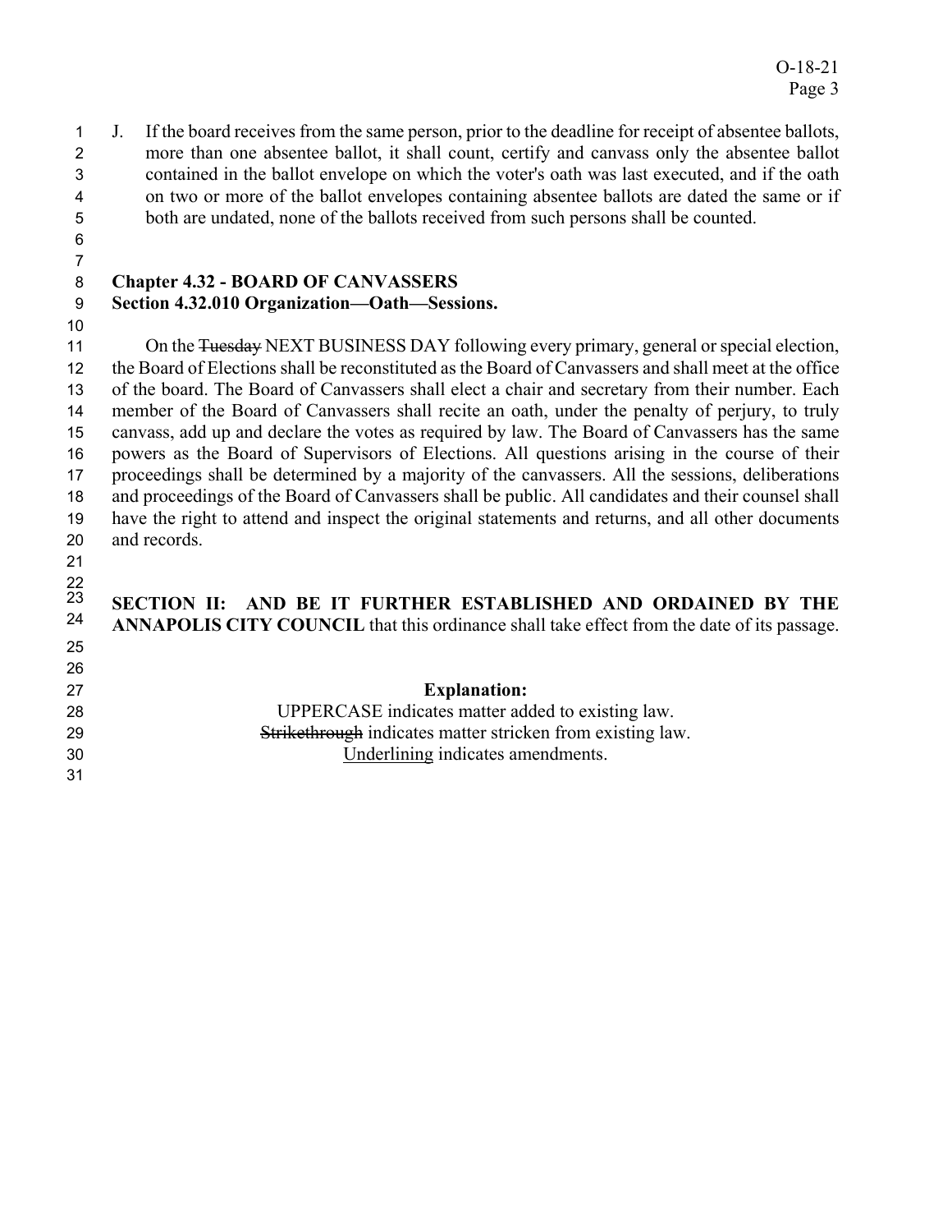J. If the board receives from the same person, prior to the deadline for receipt of absentee ballots, more than one absentee ballot, it shall count, certify and canvass only the absentee ballot contained in the ballot envelope on which the voter's oath was last executed, and if the oath on two or more of the ballot envelopes containing absentee ballots are dated the same or if both are undated, none of the ballots received from such persons shall be counted.

**Chapter 4.32 - BOARD OF CANVASSERS**
**Section 4.32.010 Organization—Oath—Sessions.**

On the ~~Tuesday~~ NEXT BUSINESS DAY following every primary, general or special election, the Board of Elections shall be reconstituted as the Board of Canvassers and shall meet at the office of the board. The Board of Canvassers shall elect a chair and secretary from their number. Each member of the Board of Canvassers shall recite an oath, under the penalty of perjury, to truly canvass, add up and declare the votes as required by law. The Board of Canvassers has the same powers as the Board of Supervisors of Elections. All questions arising in the course of their proceedings shall be determined by a majority of the canvassers. All the sessions, deliberations and proceedings of the Board of Canvassers shall be public. All candidates and their counsel shall have the right to attend and inspect the original statements and returns, and all other documents and records.

**SECTION II: AND BE IT FURTHER ESTABLISHED AND ORDAINED BY THE ANNAPOLIS CITY COUNCIL** that this ordinance shall take effect from the date of its passage.

**Explanation:**
UPPERCASE indicates matter added to existing law.
~~Strikethrough~~ indicates matter stricken from existing law.
<u>Underlining</u> indicates amendments.